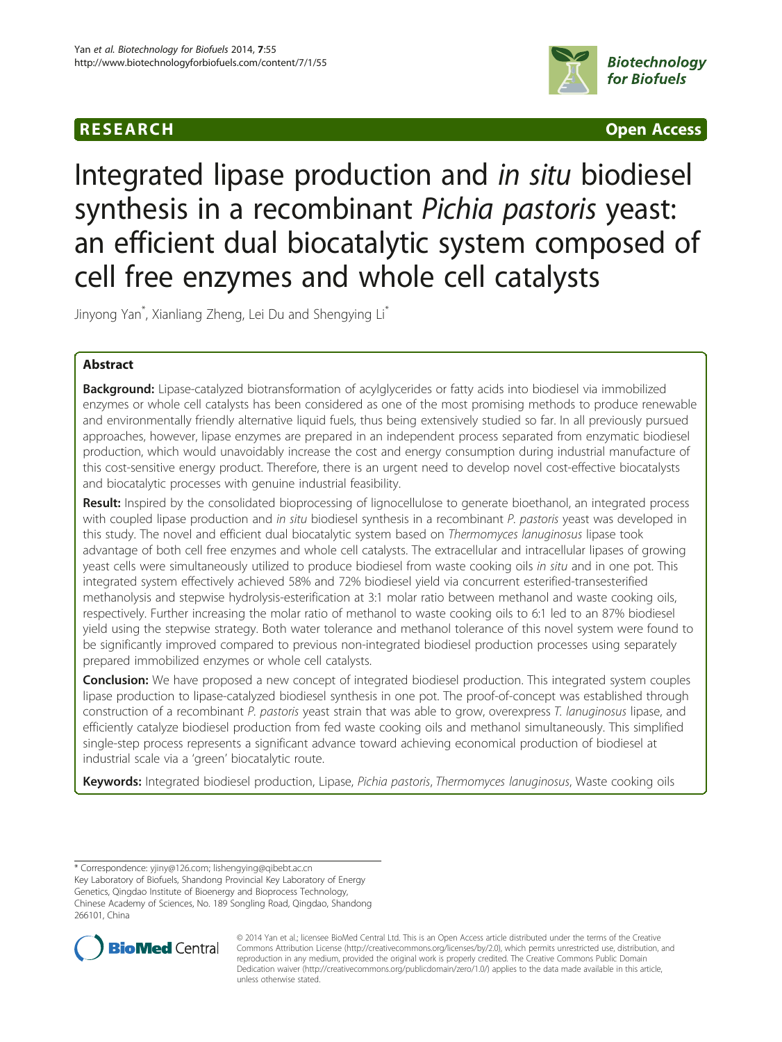RESEARCH Open Access

# Integrated lipase production and *in situ* biodiesel synthesis in a recombinant *Pichia pastoris* yeast: an efficient dual biocatalytic system composed of cell free enzymes and whole cell catalysts

Jinyong Yan*, Xianliang Zheng, Lei Du and Shengying Li*

## Abstract

**Background:** Lipase-catalyzed biotransformation of acylglycerides or fatty acids into biodiesel via immobilized enzymes or whole cell catalysts has been considered as one of the most promising methods to produce renewable and environmentally friendly alternative liquid fuels, thus being extensively studied so far. In all previously pursued approaches, however, lipase enzymes are prepared in an independent process separated from enzymatic biodiesel production, which would unavoidably increase the cost and energy consumption during industrial manufacture of this cost-sensitive energy product. Therefore, there is an urgent need to develop novel cost-effective biocatalysts and biocatalytic processes with genuine industrial feasibility.

**Result:** Inspired by the consolidated bioprocessing of lignocellulose to generate bioethanol, an integrated process with coupled lipase production and *in situ* biodiesel synthesis in a recombinant *P. pastoris* yeast was developed in this study. The novel and efficient dual biocatalytic system based on *Thermomyces lanuginosus* lipase took advantage of both cell free enzymes and whole cell catalysts. The extracellular and intracellular lipases of growing yeast cells were simultaneously utilized to produce biodiesel from waste cooking oils *in situ* and in one pot. This integrated system effectively achieved 58% and 72% biodiesel yield via concurrent esterified-transesterified methanolysis and stepwise hydrolysis-esterification at 3:1 molar ratio between methanol and waste cooking oils, respectively. Further increasing the molar ratio of methanol to waste cooking oils to 6:1 led to an 87% biodiesel yield using the stepwise strategy. Both water tolerance and methanol tolerance of this novel system were found to be significantly improved compared to previous non-integrated biodiesel production processes using separately prepared immobilized enzymes or whole cell catalysts.

**Conclusion:** We have proposed a new concept of integrated biodiesel production. This integrated system couples lipase production to lipase-catalyzed biodiesel synthesis in one pot. The proof-of-concept was established through construction of a recombinant *P. pastoris* yeast strain that was able to grow, overexpress *T. lanuginosus* lipase, and efficiently catalyze biodiesel production from fed waste cooking oils and methanol simultaneously. This simplified single-step process represents a significant advance toward achieving economical production of biodiesel at industrial scale via a 'green' biocatalytic route.

**Keywords:** Integrated biodiesel production, Lipase, *Pichia pastoris*, *Thermomyces lanuginosus*, Waste cooking oils

\* Correspondence: yjiny@126.com; lishengying@qibebt.ac.cn
Key Laboratory of Biofuels, Shandong Provincial Key Laboratory of Energy Genetics, Qingdao Institute of Bioenergy and Bioprocess Technology, Chinese Academy of Sciences, No. 189 Songling Road, Qingdao, Shandong 266101, China

© 2014 Yan et al.; licensee BioMed Central Ltd. This is an Open Access article distributed under the terms of the Creative Commons Attribution License (http://creativecommons.org/licenses/by/2.0), which permits unrestricted use, distribution, and reproduction in any medium, provided the original work is properly credited. The Creative Commons Public Domain Dedication waiver (http://creativecommons.org/publicdomain/zero/1.0/) applies to the data made available in this article, unless otherwise stated.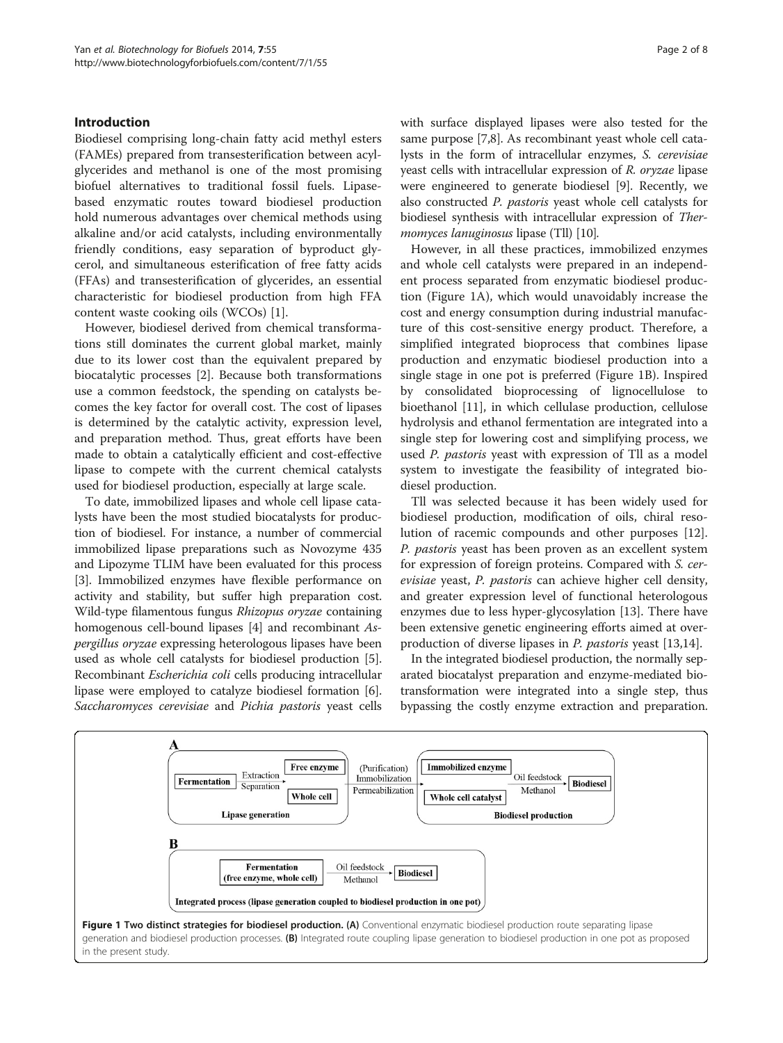## Introduction

Biodiesel comprising long-chain fatty acid methyl esters (FAMEs) prepared from transesterification between acylglycerides and methanol is one of the most promising biofuel alternatives to traditional fossil fuels. Lipase-based enzymatic routes toward biodiesel production hold numerous advantages over chemical methods using alkaline and/or acid catalysts, including environmentally friendly conditions, easy separation of byproduct glycerol, and simultaneous esterification of free fatty acids (FFAs) and transesterification of glycerides, an essential characteristic for biodiesel production from high FFA content waste cooking oils (WCOs) [1].

However, biodiesel derived from chemical transformations still dominates the current global market, mainly due to its lower cost than the equivalent prepared by biocatalytic processes [2]. Because both transformations use a common feedstock, the spending on catalysts becomes the key factor for overall cost. The cost of lipases is determined by the catalytic activity, expression level, and preparation method. Thus, great efforts have been made to obtain a catalytically efficient and cost-effective lipase to compete with the current chemical catalysts used for biodiesel production, especially at large scale.

To date, immobilized lipases and whole cell lipase catalysts have been the most studied biocatalysts for production of biodiesel. For instance, a number of commercial immobilized lipase preparations such as Novozyme 435 and Lipozyme TLIM have been evaluated for this process [3]. Immobilized enzymes have flexible performance on activity and stability, but suffer high preparation cost. Wild-type filamentous fungus *Rhizopus oryzae* containing homogenous cell-bound lipases [4] and recombinant *Aspergillus oryzae* expressing heterologous lipases have been used as whole cell catalysts for biodiesel production [5]. Recombinant *Escherichia coli* cells producing intracellular lipase were employed to catalyze biodiesel formation [6]. *Saccharomyces cerevisiae* and *Pichia pastoris* yeast cells with surface displayed lipases were also tested for the same purpose [7,8]. As recombinant yeast whole cell catalysts in the form of intracellular enzymes, *S. cerevisiae* yeast cells with intracellular expression of *R. oryzae* lipase were engineered to generate biodiesel [9]. Recently, we also constructed *P. pastoris* yeast whole cell catalysts for biodiesel synthesis with intracellular expression of *Thermomyces lanuginosus* lipase (Tll) [10].

However, in all these practices, immobilized enzymes and whole cell catalysts were prepared in an independent process separated from enzymatic biodiesel production (Figure 1A), which would unavoidably increase the cost and energy consumption during industrial manufacture of this cost-sensitive energy product. Therefore, a simplified integrated bioprocess that combines lipase production and enzymatic biodiesel production into a single stage in one pot is preferred (Figure 1B). Inspired by consolidated bioprocessing of lignocellulose to bioethanol [11], in which cellulase production, cellulose hydrolysis and ethanol fermentation are integrated into a single step for lowering cost and simplifying process, we used *P. pastoris* yeast with expression of Tll as a model system to investigate the feasibility of integrated biodiesel production.

Tll was selected because it has been widely used for biodiesel production, modification of oils, chiral resolution of racemic compounds and other purposes [12]. *P. pastoris* yeast has been proven as an excellent system for expression of foreign proteins. Compared with *S. cerevisiae* yeast, *P. pastoris* can achieve higher cell density, and greater expression level of functional heterologous enzymes due to less hyper-glycosylation [13]. There have been extensive genetic engineering efforts aimed at overproduction of diverse lipases in *P. pastoris* yeast [13,14].

In the integrated biodiesel production, the normally separated biocatalyst preparation and enzyme-mediated biotransformation were integrated into a single step, thus bypassing the costly enzyme extraction and preparation.

**Figure 1 Two distinct strategies for biodiesel production. (A)** Conventional enzymatic biodiesel production route separating lipase generation and biodiesel production processes. **(B)** Integrated route coupling lipase generation to biodiesel production in one pot as proposed in the present study.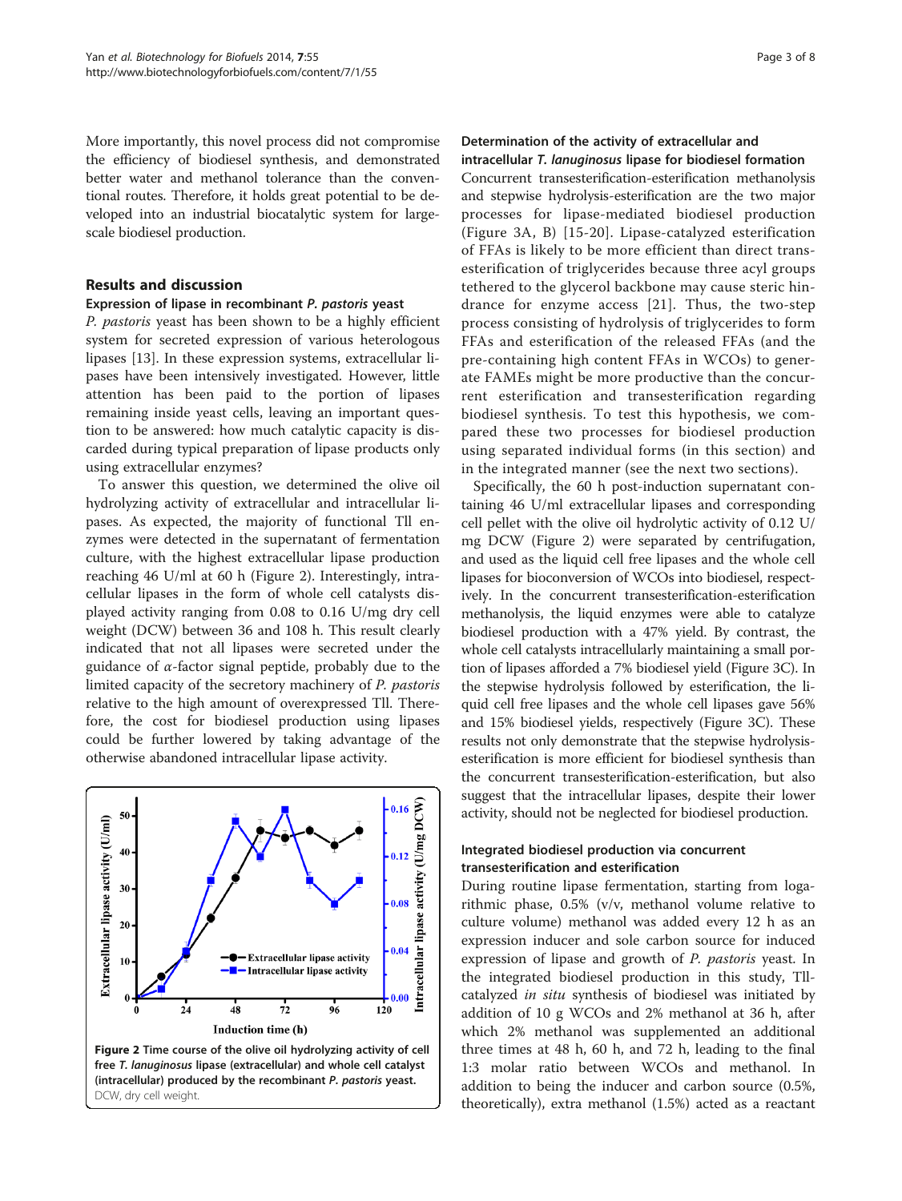More importantly, this novel process did not compromise the efficiency of biodiesel synthesis, and demonstrated better water and methanol tolerance than the conventional routes. Therefore, it holds great potential to be developed into an industrial biocatalytic system for large-scale biodiesel production.

## Results and discussion

### Expression of lipase in recombinant *P. pastoris* yeast

*P. pastoris* yeast has been shown to be a highly efficient system for secreted expression of various heterologous lipases [13]. In these expression systems, extracellular lipases have been intensively investigated. However, little attention has been paid to the portion of lipases remaining inside yeast cells, leaving an important question to be answered: how much catalytic capacity is discarded during typical preparation of lipase products only using extracellular enzymes?

To answer this question, we determined the olive oil hydrolyzing activity of extracellular and intracellular lipases. As expected, the majority of functional Tll enzymes were detected in the supernatant of fermentation culture, with the highest extracellular lipase production reaching 46 U/ml at 60 h (Figure 2). Interestingly, intracellular lipases in the form of whole cell catalysts displayed activity ranging from 0.08 to 0.16 U/mg dry cell weight (DCW) between 36 and 108 h. This result clearly indicated that not all lipases were secreted under the guidance of $\alpha$-factor signal peptide, probably due to the limited capacity of the secretory machinery of *P. pastoris* relative to the high amount of overexpressed Tll. Therefore, the cost for biodiesel production using lipases could be further lowered by taking advantage of the otherwise abandoned intracellular lipase activity.

**Figure 2 Time course of the olive oil hydrolyzing activity of cell free *T. lanuginosus* lipase (extracellular) and whole cell catalyst (intracellular) produced by the recombinant *P. pastoris* yeast.** DCW, dry cell weight.

### Determination of the activity of extracellular and intracellular *T. lanuginosus* lipase for biodiesel formation

Concurrent transesterification-esterification methanolysis and stepwise hydrolysis-esterification are the two major processes for lipase-mediated biodiesel production (Figure 3A, B) [15-20]. Lipase-catalyzed esterification of FFAs is likely to be more efficient than direct transesterification of triglycerides because three acyl groups tethered to the glycerol backbone may cause steric hindrance for enzyme access [21]. Thus, the two-step process consisting of hydrolysis of triglycerides to form FFAs and esterification of the released FFAs (and the pre-containing high content FFAs in WCOs) to generate FAMEs might be more productive than the concurrent esterification and transesterification regarding biodiesel synthesis. To test this hypothesis, we compared these two processes for biodiesel production using separated individual forms (in this section) and in the integrated manner (see the next two sections).

Specifically, the 60 h post-induction supernatant containing 46 U/ml extracellular lipases and corresponding cell pellet with the olive oil hydrolytic activity of 0.12 U/mg DCW (Figure 2) were separated by centrifugation, and used as the liquid cell free lipases and the whole cell lipases for bioconversion of WCOs into biodiesel, respectively. In the concurrent transesterification-esterification methanolysis, the liquid enzymes were able to catalyze biodiesel production with a 47% yield. By contrast, the whole cell catalysts intracellularly maintaining a small portion of lipases afforded a 7% biodiesel yield (Figure 3C). In the stepwise hydrolysis followed by esterification, the liquid cell free lipases and the whole cell lipases gave 56% and 15% biodiesel yields, respectively (Figure 3C). These results not only demonstrate that the stepwise hydrolysis-esterification is more efficient for biodiesel synthesis than the concurrent transesterification-esterification, but also suggest that the intracellular lipases, despite their lower activity, should not be neglected for biodiesel production.

### Integrated biodiesel production via concurrent transesterification and esterification

During routine lipase fermentation, starting from logarithmic phase, 0.5% (v/v, methanol volume relative to culture volume) methanol was added every 12 h as an expression inducer and sole carbon source for induced expression of lipase and growth of *P. pastoris* yeast. In the integrated biodiesel production in this study, Tll-catalyzed *in situ* synthesis of biodiesel was initiated by addition of 10 g WCOs and 2% methanol at 36 h, after which 2% methanol was supplemented an additional three times at 48 h, 60 h, and 72 h, leading to the final 1:3 molar ratio between WCOs and methanol. In addition to being the inducer and carbon source (0.5%, theoretically), extra methanol (1.5%) acted as a reactant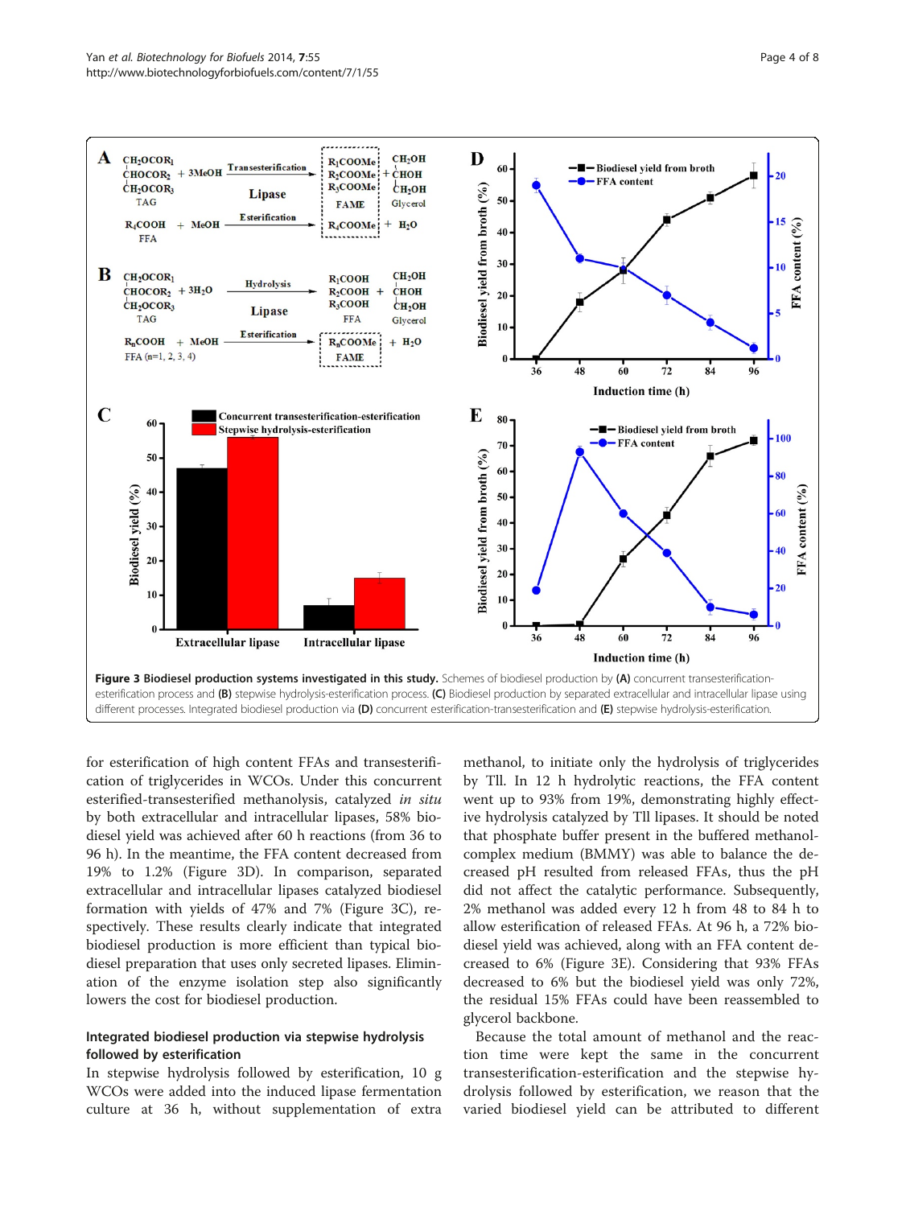**Figure 3 Biodiesel production systems investigated in this study.** Schemes of biodiesel production by **(A)** concurrent transesterification-esterification process and **(B)** stepwise hydrolysis-esterification process. **(C)** Biodiesel production by separated extracellular and intracellular lipase using different processes. Integrated biodiesel production via **(D)** concurrent esterification-transesterification and **(E)** stepwise hydrolysis-esterification.

for esterification of high content FFAs and transesterification of triglycerides in WCOs. Under this concurrent esterified-transesterified methanolysis, catalyzed *in situ* by both extracellular and intracellular lipases, 58% biodiesel yield was achieved after 60 h reactions (from 36 to 96 h). In the meantime, the FFA content decreased from 19% to 1.2% (Figure 3D). In comparison, separated extracellular and intracellular lipases catalyzed biodiesel formation with yields of 47% and 7% (Figure 3C), respectively. These results clearly indicate that integrated biodiesel production is more efficient than typical biodiesel preparation that uses only secreted lipases. Elimination of the enzyme isolation step also significantly lowers the cost for biodiesel production.

### Integrated biodiesel production via stepwise hydrolysis followed by esterification

In stepwise hydrolysis followed by esterification, 10 g WCOs were added into the induced lipase fermentation culture at 36 h, without supplementation of extra methanol, to initiate only the hydrolysis of triglycerides by Tll. In 12 h hydrolytic reactions, the FFA content went up to 93% from 19%, demonstrating highly effective hydrolysis catalyzed by Tll lipases. It should be noted that phosphate buffer present in the buffered methanol-complex medium (BMMY) was able to balance the decreased pH resulted from released FFAs, thus the pH did not affect the catalytic performance. Subsequently, 2% methanol was added every 12 h from 48 to 84 h to allow esterification of released FFAs. At 96 h, a 72% biodiesel yield was achieved, along with an FFA content decreased to 6% (Figure 3E). Considering that 93% FFAs decreased to 6% but the biodiesel yield was only 72%, the residual 15% FFAs could have been reassembled to glycerol backbone.

Because the total amount of methanol and the reaction time were kept the same in the concurrent transesterification-esterification and the stepwise hydrolysis followed by esterification, we reason that the varied biodiesel yield can be attributed to different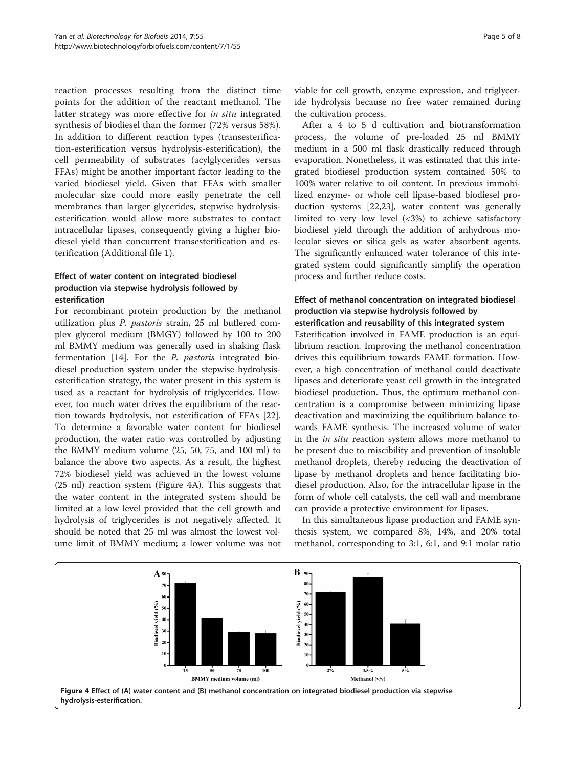reaction processes resulting from the distinct time points for the addition of the reactant methanol. The latter strategy was more effective for *in situ* integrated synthesis of biodiesel than the former (72% versus 58%). In addition to different reaction types (transesterification-esterification versus hydrolysis-esterification), the cell permeability of substrates (acylglycerides versus FFAs) might be another important factor leading to the varied biodiesel yield. Given that FFAs with smaller molecular size could more easily penetrate the cell membranes than larger glycerides, stepwise hydrolysis-esterification would allow more substrates to contact intracellular lipases, consequently giving a higher biodiesel yield than concurrent transesterification and esterification (Additional file 1).

### Effect of water content on integrated biodiesel production via stepwise hydrolysis followed by esterification

For recombinant protein production by the methanol utilization plus *P. pastoris* strain, 25 ml buffered complex glycerol medium (BMGY) followed by 100 to 200 ml BMMY medium was generally used in shaking flask fermentation [14]. For the *P. pastoris* integrated biodiesel production system under the stepwise hydrolysis-esterification strategy, the water present in this system is used as a reactant for hydrolysis of triglycerides. However, too much water drives the equilibrium of the reaction towards hydrolysis, not esterification of FFAs [22]. To determine a favorable water content for biodiesel production, the water ratio was controlled by adjusting the BMMY medium volume (25, 50, 75, and 100 ml) to balance the above two aspects. As a result, the highest 72% biodiesel yield was achieved in the lowest volume (25 ml) reaction system (Figure 4A). This suggests that the water content in the integrated system should be limited at a low level provided that the cell growth and hydrolysis of triglycerides is not negatively affected. It should be noted that 25 ml was almost the lowest volume limit of BMMY medium; a lower volume was not viable for cell growth, enzyme expression, and triglyceride hydrolysis because no free water remained during the cultivation process.

After a 4 to 5 d cultivation and biotransformation process, the volume of pre-loaded 25 ml BMMY medium in a 500 ml flask drastically reduced through evaporation. Nonetheless, it was estimated that this integrated biodiesel production system contained 50% to 100% water relative to oil content. In previous immobilized enzyme- or whole cell lipase-based biodiesel production systems [22,23], water content was generally limited to very low level (<3%) to achieve satisfactory biodiesel yield through the addition of anhydrous molecular sieves or silica gels as water absorbent agents. The significantly enhanced water tolerance of this integrated system could significantly simplify the operation process and further reduce costs.

### Effect of methanol concentration on integrated biodiesel production via stepwise hydrolysis followed by esterification and reusability of this integrated system

Esterification involved in FAME production is an equilibrium reaction. Improving the methanol concentration drives this equilibrium towards FAME formation. However, a high concentration of methanol could deactivate lipases and deteriorate yeast cell growth in the integrated biodiesel production. Thus, the optimum methanol concentration is a compromise between minimizing lipase deactivation and maximizing the equilibrium balance towards FAME synthesis. The increased volume of water in the *in situ* reaction system allows more methanol to be present due to miscibility and prevention of insoluble methanol droplets, thereby reducing the deactivation of lipase by methanol droplets and hence facilitating biodiesel production. Also, for the intracellular lipase in the form of whole cell catalysts, the cell wall and membrane can provide a protective environment for lipases.

In this simultaneous lipase production and FAME synthesis system, we compared 8%, 14%, and 20% total methanol, corresponding to 3:1, 6:1, and 9:1 molar ratio

**Figure 4** Effect of **(A)** water content and **(B)** methanol concentration on integrated biodiesel production via stepwise hydrolysis-esterification.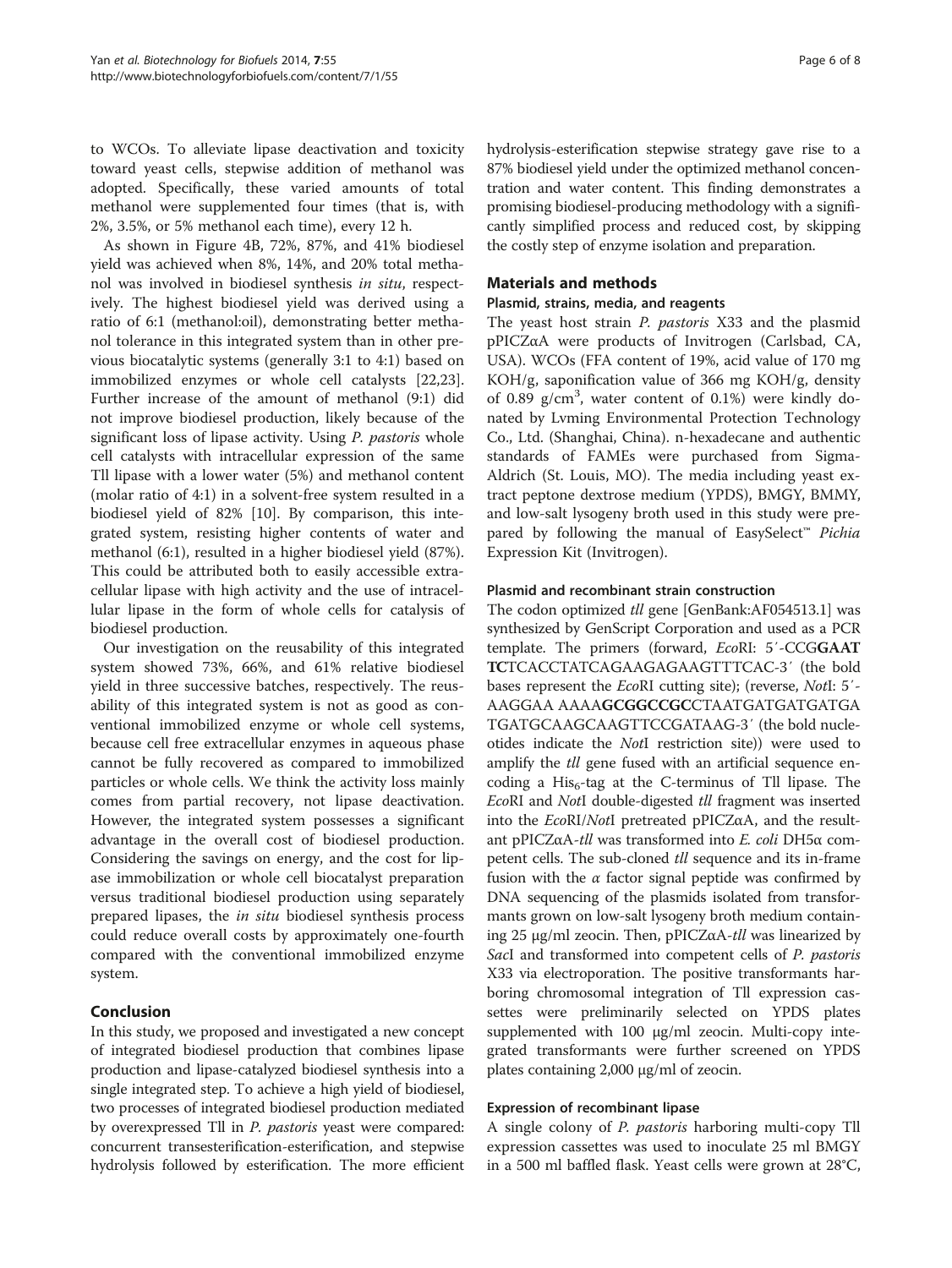to WCOs. To alleviate lipase deactivation and toxicity toward yeast cells, stepwise addition of methanol was adopted. Specifically, these varied amounts of total methanol were supplemented four times (that is, with 2%, 3.5%, or 5% methanol each time), every 12 h.

As shown in Figure 4B, 72%, 87%, and 41% biodiesel yield was achieved when 8%, 14%, and 20% total methanol was involved in biodiesel synthesis *in situ*, respectively. The highest biodiesel yield was derived using a ratio of 6:1 (methanol:oil), demonstrating better methanol tolerance in this integrated system than in other previous biocatalytic systems (generally 3:1 to 4:1) based on immobilized enzymes or whole cell catalysts [22,23]. Further increase of the amount of methanol (9:1) did not improve biodiesel production, likely because of the significant loss of lipase activity. Using *P. pastoris* whole cell catalysts with intracellular expression of the same Tll lipase with a lower water (5%) and methanol content (molar ratio of 4:1) in a solvent-free system resulted in a biodiesel yield of 82% [10]. By comparison, this integrated system, resisting higher contents of water and methanol (6:1), resulted in a higher biodiesel yield (87%). This could be attributed both to easily accessible extracellular lipase with high activity and the use of intracellular lipase in the form of whole cells for catalysis of biodiesel production.

Our investigation on the reusability of this integrated system showed 73%, 66%, and 61% relative biodiesel yield in three successive batches, respectively. The reusability of this integrated system is not as good as conventional immobilized enzyme or whole cell systems, because cell free extracellular enzymes in aqueous phase cannot be fully recovered as compared to immobilized particles or whole cells. We think the activity loss mainly comes from partial recovery, not lipase deactivation. However, the integrated system possesses a significant advantage in the overall cost of biodiesel production. Considering the savings on energy, and the cost for lipase immobilization or whole cell biocatalyst preparation versus traditional biodiesel production using separately prepared lipases, the *in situ* biodiesel synthesis process could reduce overall costs by approximately one-fourth compared with the conventional immobilized enzyme system.

## Conclusion

In this study, we proposed and investigated a new concept of integrated biodiesel production that combines lipase production and lipase-catalyzed biodiesel synthesis into a single integrated step. To achieve a high yield of biodiesel, two processes of integrated biodiesel production mediated by overexpressed Tll in *P. pastoris* yeast were compared: concurrent transesterification-esterification, and stepwise hydrolysis followed by esterification. The more efficient hydrolysis-esterification stepwise strategy gave rise to a 87% biodiesel yield under the optimized methanol concentration and water content. This finding demonstrates a promising biodiesel-producing methodology with a significantly simplified process and reduced cost, by skipping the costly step of enzyme isolation and preparation.

## Materials and methods

### Plasmid, strains, media, and reagents

The yeast host strain *P. pastoris* X33 and the plasmid pPICZαA were products of Invitrogen (Carlsbad, CA, USA). WCOs (FFA content of 19%, acid value of 170 mg KOH/g, saponification value of 366 mg KOH/g, density of 0.89 g/cm$^3$, water content of 0.1%) were kindly donated by Lvming Environmental Protection Technology Co., Ltd. (Shanghai, China). n-hexadecane and authentic standards of FAMEs were purchased from Sigma-Aldrich (St. Louis, MO). The media including yeast extract peptone dextrose medium (YPDS), BMGY, BMMY, and low-salt lysogeny broth used in this study were prepared by following the manual of EasySelect™ *Pichia* Expression Kit (Invitrogen).

### Plasmid and recombinant strain construction

The codon optimized *tll* gene [GenBank:AF054513.1] was synthesized by GenScript Corporation and used as a PCR template. The primers (forward, *Eco*RI: 5′-CCG**GAATTC**TCACCTATCAGAAGAGAAGTTTCAC-3′ (the bold bases represent the *Eco*RI cutting site); (reverse, *Not*I: 5′-AAGGAA AAAA**GCGGCCGC**CTAATGATGATGATGATGATGCAAGCAAGTTCCGATAAG-3′ (the bold nucleotides indicate the *Not*I restriction site)) were used to amplify the *tll* gene fused with an artificial sequence encoding a His$_6$-tag at the C-terminus of Tll lipase. The *Eco*RI and *Not*I double-digested *tll* fragment was inserted into the *Eco*RI/*Not*I pretreated pPICZαA, and the resultant pPICZαA-*tll* was transformed into *E. coli* DH5α competent cells. The sub-cloned *tll* sequence and its in-frame fusion with the *α* factor signal peptide was confirmed by DNA sequencing of the plasmids isolated from transformants grown on low-salt lysogeny broth medium containing 25 μg/ml zeocin. Then, pPICZαA-*tll* was linearized by *Sac*I and transformed into competent cells of *P. pastoris* X33 via electroporation. The positive transformants harboring chromosomal integration of Tll expression cassettes were preliminarily selected on YPDS plates supplemented with 100 μg/ml zeocin. Multi-copy integrated transformants were further screened on YPDS plates containing 2,000 μg/ml of zeocin.

### Expression of recombinant lipase

A single colony of *P. pastoris* harboring multi-copy Tll expression cassettes was used to inoculate 25 ml BMGY in a 500 ml baffled flask. Yeast cells were grown at 28°C,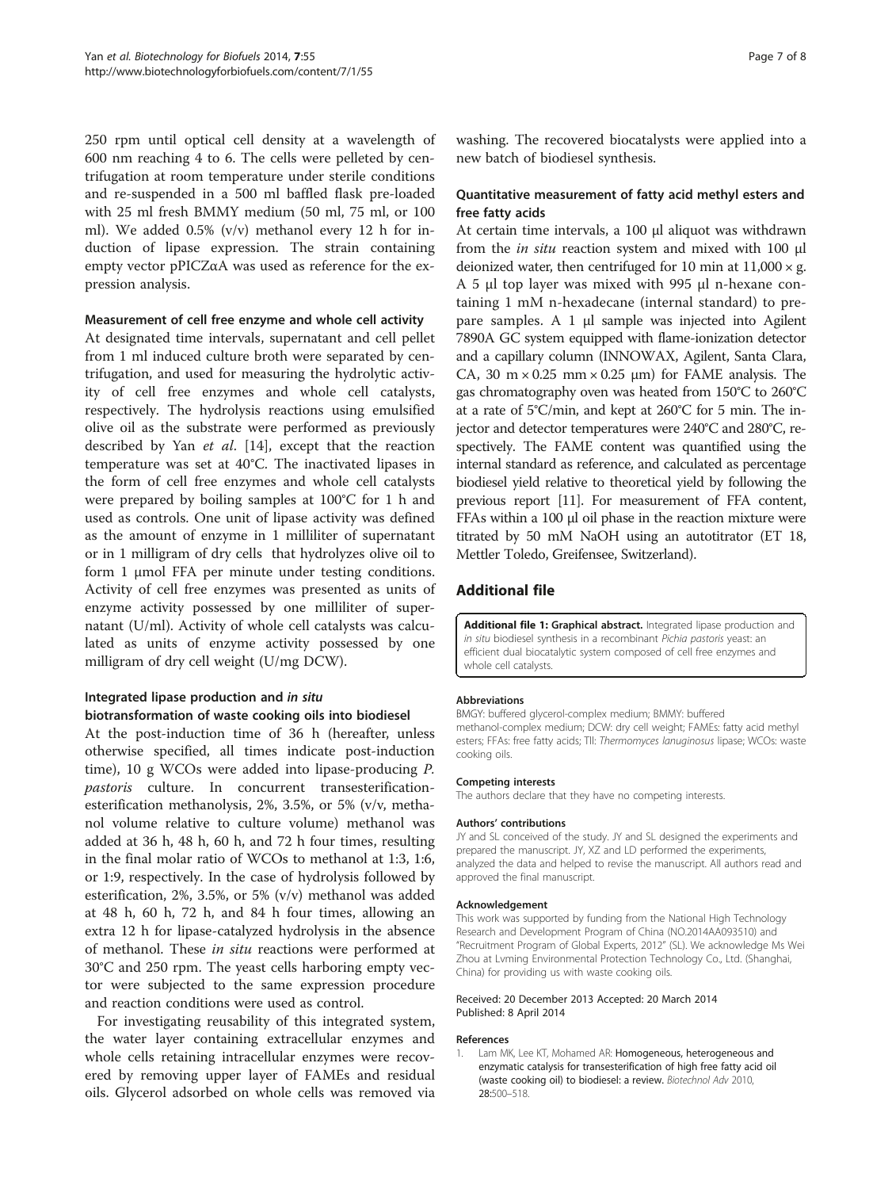250 rpm until optical cell density at a wavelength of 600 nm reaching 4 to 6. The cells were pelleted by centrifugation at room temperature under sterile conditions and re-suspended in a 500 ml baffled flask pre-loaded with 25 ml fresh BMMY medium (50 ml, 75 ml, or 100 ml). We added 0.5% (v/v) methanol every 12 h for induction of lipase expression. The strain containing empty vector pPICZαA was used as reference for the expression analysis.

#### Measurement of cell free enzyme and whole cell activity

At designated time intervals, supernatant and cell pellet from 1 ml induced culture broth were separated by centrifugation, and used for measuring the hydrolytic activity of cell free enzymes and whole cell catalysts, respectively. The hydrolysis reactions using emulsified olive oil as the substrate were performed as previously described by Yan *et al*. [14], except that the reaction temperature was set at 40°C. The inactivated lipases in the form of cell free enzymes and whole cell catalysts were prepared by boiling samples at 100°C for 1 h and used as controls. One unit of lipase activity was defined as the amount of enzyme in 1 milliliter of supernatant or in 1 milligram of dry cells that hydrolyzes olive oil to form 1 μmol FFA per minute under testing conditions. Activity of cell free enzymes was presented as units of enzyme activity possessed by one milliliter of supernatant (U/ml). Activity of whole cell catalysts was calculated as units of enzyme activity possessed by one milligram of dry cell weight (U/mg DCW).

#### Integrated lipase production and *in situ* biotransformation of waste cooking oils into biodiesel

At the post-induction time of 36 h (hereafter, unless otherwise specified, all times indicate post-induction time), 10 g WCOs were added into lipase-producing *P. pastoris* culture. In concurrent transesterification-esterification methanolysis, 2%, 3.5%, or 5% (v/v, methanol volume relative to culture volume) methanol was added at 36 h, 48 h, 60 h, and 72 h four times, resulting in the final molar ratio of WCOs to methanol at 1:3, 1:6, or 1:9, respectively. In the case of hydrolysis followed by esterification, 2%, 3.5%, or 5% (v/v) methanol was added at 48 h, 60 h, 72 h, and 84 h four times, allowing an extra 12 h for lipase-catalyzed hydrolysis in the absence of methanol. These *in situ* reactions were performed at 30°C and 250 rpm. The yeast cells harboring empty vector were subjected to the same expression procedure and reaction conditions were used as control.

For investigating reusability of this integrated system, the water layer containing extracellular enzymes and whole cells retaining intracellular enzymes were recovered by removing upper layer of FAMEs and residual oils. Glycerol adsorbed on whole cells was removed via washing. The recovered biocatalysts were applied into a new batch of biodiesel synthesis.

#### Quantitative measurement of fatty acid methyl esters and free fatty acids

At certain time intervals, a 100 μl aliquot was withdrawn from the *in situ* reaction system and mixed with 100 μl deionized water, then centrifuged for 10 min at 11,000 × g. A 5 μl top layer was mixed with 995 μl n-hexane containing 1 mM n-hexadecane (internal standard) to prepare samples. A 1 μl sample was injected into Agilent 7890A GC system equipped with flame-ionization detector and a capillary column (INNOWAX, Agilent, Santa Clara, CA, 30 m × 0.25 mm × 0.25 μm) for FAME analysis. The gas chromatography oven was heated from 150°C to 260°C at a rate of 5°C/min, and kept at 260°C for 5 min. The injector and detector temperatures were 240°C and 280°C, respectively. The FAME content was quantified using the internal standard as reference, and calculated as percentage biodiesel yield relative to theoretical yield by following the previous report [11]. For measurement of FFA content, FFAs within a 100 μl oil phase in the reaction mixture were titrated by 50 mM NaOH using an autotitrator (ET 18, Mettler Toledo, Greifensee, Switzerland).

## Additional file

**Additional file 1: Graphical abstract.** Integrated lipase production and *in situ* biodiesel synthesis in a recombinant *Pichia pastoris* yeast: an efficient dual biocatalytic system composed of cell free enzymes and whole cell catalysts.

#### Abbreviations

BMGY: buffered glycerol-complex medium; BMMY: buffered methanol-complex medium; DCW: dry cell weight; FAMEs: fatty acid methyl esters; FFAs: free fatty acids; Tll: *Thermomyces lanuginosus* lipase; WCOs: waste cooking oils.

#### Competing interests

The authors declare that they have no competing interests.

#### Authors' contributions

JY and SL conceived of the study. JY and SL designed the experiments and prepared the manuscript. JY, XZ and LD performed the experiments, analyzed the data and helped to revise the manuscript. All authors read and approved the final manuscript.

#### Acknowledgement

This work was supported by funding from the National High Technology Research and Development Program of China (NO.2014AA093510) and "Recruitment Program of Global Experts, 2012" (SL). We acknowledge Ms Wei Zhou at Lvming Environmental Protection Technology Co., Ltd. (Shanghai, China) for providing us with waste cooking oils.

Received: 20 December 2013 Accepted: 20 March 2014
Published: 8 April 2014

#### References

1. Lam MK, Lee KT, Mohamed AR: **Homogeneous, heterogeneous and enzymatic catalysis for transesterification of high free fatty acid oil (waste cooking oil) to biodiesel: a review.** *Biotechnol Adv* 2010, **28:**500–518.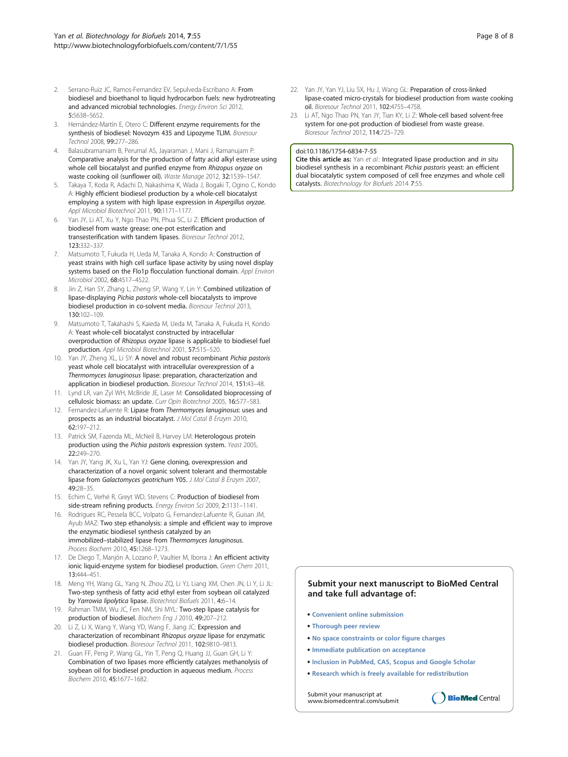2. Serrano-Ruiz JC, Ramos-Fernandez EV, Sepulveda-Escribano A: **From biodiesel and bioethanol to liquid hydrocarbon fuels: new hydrotreating and advanced microbial technologies.** *Energy Environ Sci* 2012, **5:**5638–5652.
3. Hernández-Martín E, Otero C: **Different enzyme requirements for the synthesis of biodiesel: Novozym 435 and Lipozyme TLIM.** *Bioresour Technol* 2008, **99:**277–286.
4. Balasubramaniam B, Perumal AS, Jayaraman J, Mani J, Ramanujam P: **Comparative analysis for the production of fatty acid alkyl esterase using whole cell biocatalyst and purified enzyme from** ***Rhizopus oryzae*** **on waste cooking oil (sunflower oil).** *Waste Manage* 2012, **32:**1539–1547.
5. Takaya T, Koda R, Adachi D, Nakashima K, Wada J, Bogaki T, Ogino C, Kondo A: **Highly efficient biodiesel production by a whole-cell biocatalyst employing a system with high lipase expression in** ***Aspergillus oryzae*****.** *Appl Microbiol Biotechnol* 2011, **90:**1171–1177.
6. Yan JY, Li AT, Xu Y, Ngo Thao PN, Phua SC, Li Z: **Efficient production of biodiesel from waste grease: one-pot esterification and transesterification with tandem lipases.** *Bioresour Technol* 2012, **123:**332–337.
7. Matsumoto T, Fukuda H, Ueda M, Tanaka A, Kondo A: **Construction of yeast strains with high cell surface lipase activity by using novel display systems based on the Flo1p flocculation functional domain.** *Appl Environ Microbiol* 2002, **68:**4517–4522.
8. Jin Z, Han SY, Zhang L, Zheng SP, Wang Y, Lin Y: **Combined utilization of lipase-displaying** ***Pichia pastoris*** **whole-cell biocatalysts to improve biodiesel production in co-solvent media.** *Bioresour Technol* 2013, **130:**102–109.
9. Matsumoto T, Takahashi S, Kaieda M, Ueda M, Tanaka A, Fukuda H, Kondo A: **Yeast whole-cell biocatalyst constructed by intracellular overproduction of** ***Rhizopus oryzae*** **lipase is applicable to biodiesel fuel production.** *Appl Microbiol Biotechnol* 2001, **57:**515–520.
10. Yan JY, Zheng XL, Li SY: **A novel and robust recombinant** ***Pichia pastoris*** **yeast whole cell biocatalyst with intracellular overexpression of a** ***Thermomyces lanuginosus*** **lipase: preparation, characterization and application in biodiesel production.** *Bioresour Technol* 2014, 151:43–48.
11. Lynd LR, van Zyl WH, McBride JE, Laser M: **Consolidated bioprocessing of cellulosic biomass: an update.** *Curr Opin Biotechnol* 2005, **16:**577–583.
12. Fernandez-Lafuente R: **Lipase from** ***Thermomyces lanuginosus*****: uses and prospects as an industrial biocatalyst.** *J Mol Catal B Enzym* 2010, **62:**197–212.
13. Patrick SM, Fazenda ML, McNeil B, Harvey LM: **Heterologous protein production using the** ***Pichia pastoris*** **expression system.** *Yeast* 2005, **22:**249–270.
14. Yan JY, Yang JK, Xu L, Yan YJ: **Gene cloning, overexpression and characterization of a novel organic solvent tolerant and thermostable lipase from** ***Galactomyces geotrichum*** **Y05.** *J Mol Catal B Enzym* 2007, **49:**28–35.
15. Echim C, Verhé R, Greyt WD, Stevens C: **Production of biodiesel from side-stream refining products.** *Energy Environ Sci* 2009, **2:**1131–1141.
16. Rodrigues RC, Pessela BCC, Volpato G, Fernandez-Lafuente R, Guisan JM, Ayub MAZ: **Two step ethanolysis: a simple and efficient way to improve the enzymatic biodiesel synthesis catalyzed by an immobilized–stabilized lipase from** ***Thermomyces lanuginosus*****.** *Process Biochem* 2010, **45:**1268–1273.
17. De Diego T, Manjón A, Lozano P, Vaultier M, Iborra J: **An efficient activity ionic liquid-enzyme system for biodiesel production.** *Green Chem* 2011, **13:**444–451.
18. Meng YH, Wang GL, Yang N, Zhou ZQ, Li YJ, Liang XM, Chen JN, Li Y, Li JL: **Two-step synthesis of fatty acid ethyl ester from soybean oil catalyzed by** ***Yarrowia lipolytica*** **lipase.** *Biotechnol Biofuels* 2011, **4:**6–14.
19. Rahman TMM, Wu JC, Fen NM, Shi MYL: **Two-step lipase catalysis for production of biodiesel.** *Biochem Eng J* 2010, **49:**207–212.
20. Li Z, Li X, Wang YD, Wang F, Jiang JC: **Expression and characterization of recombinant** ***Rhizopus oryzae*** **lipase for enzymatic biodiesel production.** *Bioresour Technol* 2011, **102:**9810–9813.
21. Guan FF, Peng P, Wang GL, Yin T, Peng Q, Huang JJ, Guan GH, Li Y: **Combination of two lipases more efficiently catalyzes methanolysis of soybean oil for biodiesel production in aqueous medium.** *Process Biochem* 2010, **45:**1677–1682.
22. Yan JY, Yan YJ, Liu SX, Hu J, Wang GL: **Preparation of cross-linked lipase-coated micro-crystals for biodiesel production from waste cooking oil.** *Bioresour Technol* 2011, **102:**4755–4758.
23. Li AT, Ngo Thao PN, Yan JY, Tian KY, Li Z: **Whole-cell based solvent-free system for one-pot production of biodiesel from waste grease.** *Bioresour Technol* 2012, **114:**725–729.

doi:10.1186/1754-6834-7-55

**Cite this article as:** Yan *et al.*: Integrated lipase production and *in situ* biodiesel synthesis in a recombinant *Pichia pastoris* yeast: an efficient dual biocatalytic system composed of cell free enzymes and whole cell catalysts. *Biotechnology for Biofuels* 2014 **7**:55.

**Submit your next manuscript to BioMed Central and take full advantage of:**

- **Convenient online submission**
- **Thorough peer review**
- **No space constraints or color figure charges**
- **Immediate publication on acceptance**
- **Inclusion in PubMed, CAS, Scopus and Google Scholar**
- **Research which is freely available for redistribution**

Submit your manuscript at
www.biomedcentral.com/submit

BioMed Central